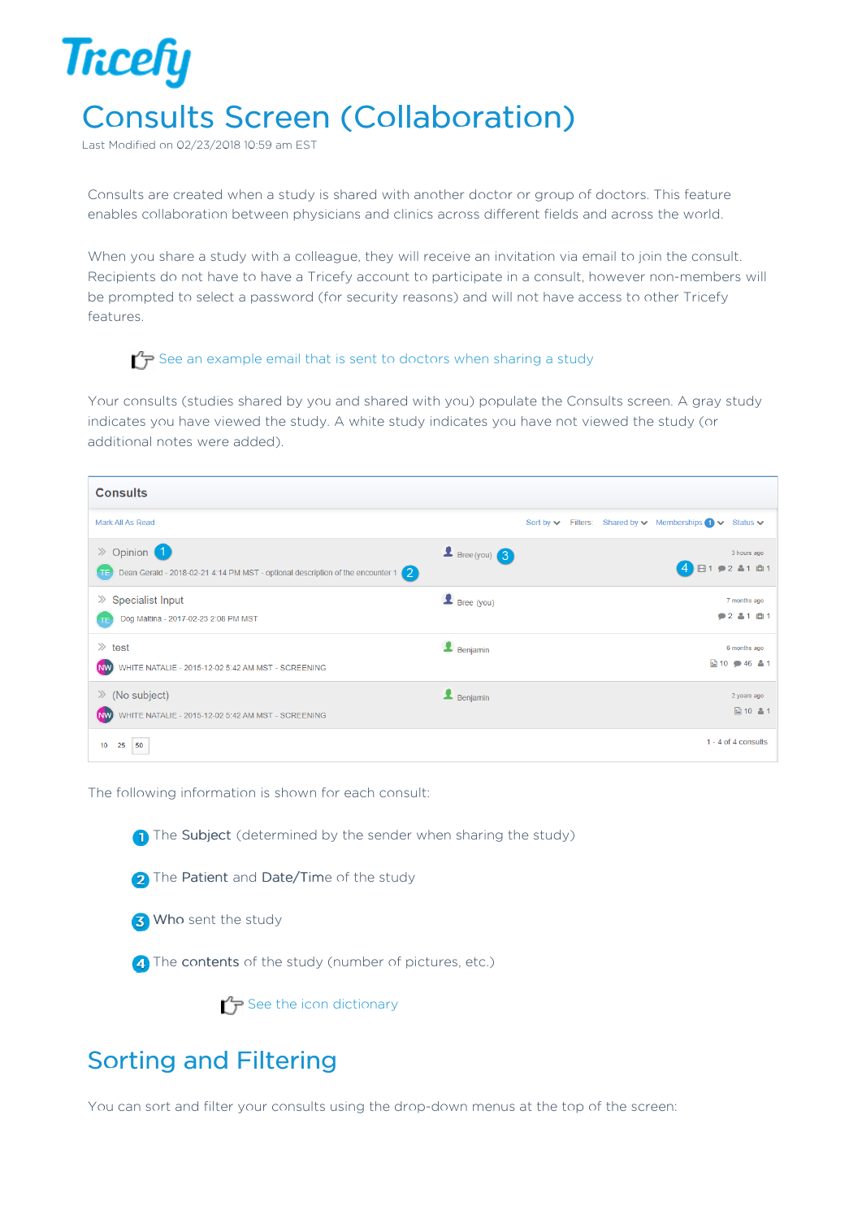# Consults Screen (Collaboration)

Last Modified on 02/23/2018 10:59 am EST

Consults are created when a study is shared with another doctor or group of doctors. This feature enables collaboration between physicians and clinics across different fields and across the world.

When you share a study with a colleague, they will receive an invitation via email to join the consult. Recipients do not have to have a Tricefy account to participate in a consult, however non-members will be prompted to select a password (for security reasons) and will not have access to other Tricefy features.

See an example email that is sent to doctors when sharing a study

Your consults (studies shared by you and shared with you) populate the Consults screen. A gray study indicates you have viewed the study. A white study indicates you have not viewed the study (or additional notes were added).

The following information is shown for each consult:

1. The **Subject** (determined by the sender when sharing the study)
2. The **Patient** and **Date/Time** of the study
3. **Who** sent the study
4. The **contents** of the study (number of pictures, etc.)

See the icon dictionary

## Sorting and Filtering

You can sort and filter your consults using the drop-down menus at the top of the screen: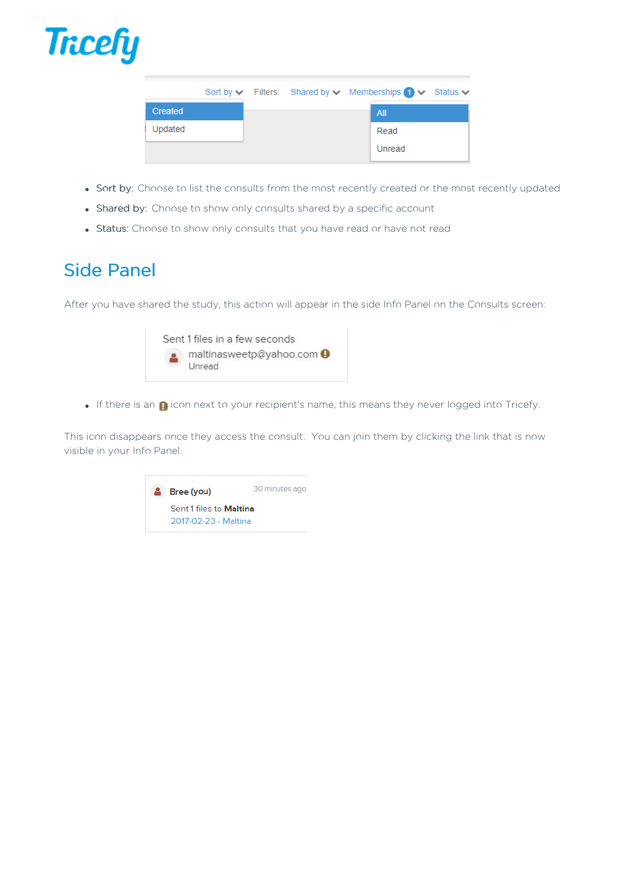- Sort by: Choose to list the consults from the most recently created or the most recently updated
- Shared by: Choose to show only consults shared by a specific account
- Status: Choose to show only consults that you have read or have not read

## Side Panel

After you have shared the study, this action will appear in the side Info Panel on the Consults screen:

- If there is an icon next to your recipient's name, this means they never logged into Tricefy.

This icon disappears once they access the consult. You can join them by clicking the link that is now visible in your Info Panel.